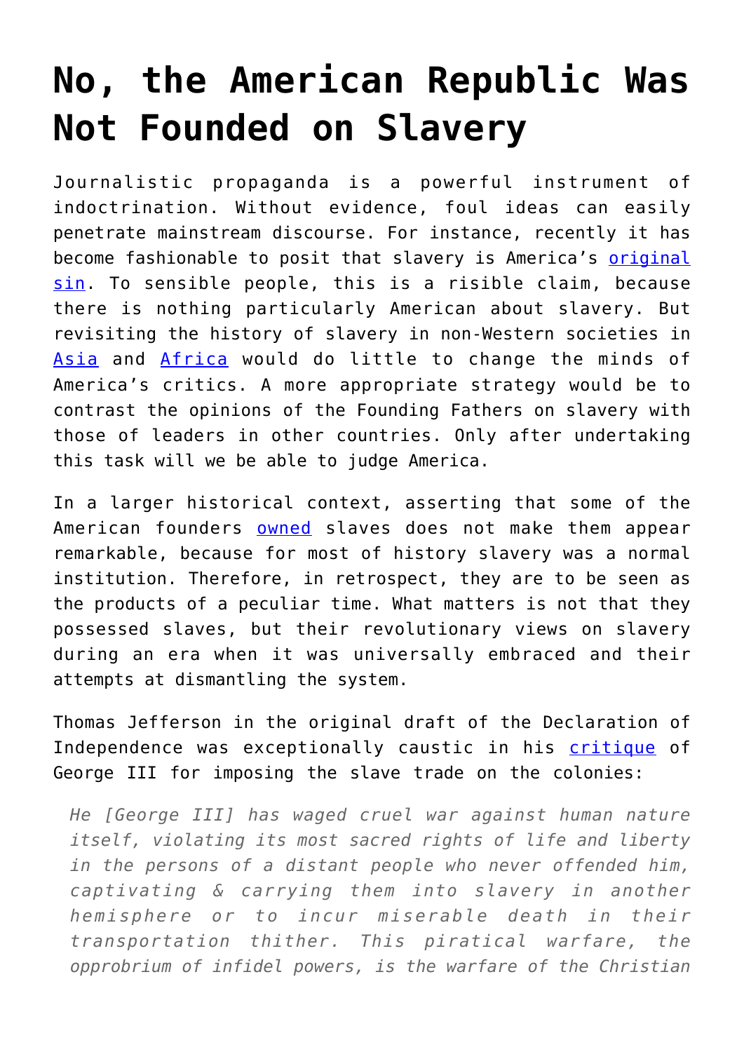# No, the American Republic Was Not Founded on Slavery

Journalistic propaganda is a powerful instrument of indoctrination. Without evidence, foul ideas can easily penetrate mainstream discourse. For instance, recently it has become fashionable to posit that slavery is America's original sin. To sensible people, this is a risible claim, because there is nothing particularly American about slavery. But revisiting the history of slavery in non-Western societies in Asia and Africa would do little to change the minds of America's critics. A more appropriate strategy would be to contrast the opinions of the Founding Fathers on slavery with those of leaders in other countries. Only after undertaking this task will we be able to judge America.

In a larger historical context, asserting that some of the American founders owned slaves does not make them appear remarkable, because for most of history slavery was a normal institution. Therefore, in retrospect, they are to be seen as the products of a peculiar time. What matters is not that they possessed slaves, but their revolutionary views on slavery during an era when it was universally embraced and their attempts at dismantling the system.

Thomas Jefferson in the original draft of the Declaration of Independence was exceptionally caustic in his critique of George III for imposing the slave trade on the colonies:

> *He [George III] has waged cruel war against human nature itself, violating its most sacred rights of life and liberty in the persons of a distant people who never offended him, captivating & carrying them into slavery in another hemisphere or to incur miserable death in their transportation thither. This piratical warfare, the opprobrium of infidel powers, is the warfare of the Christian*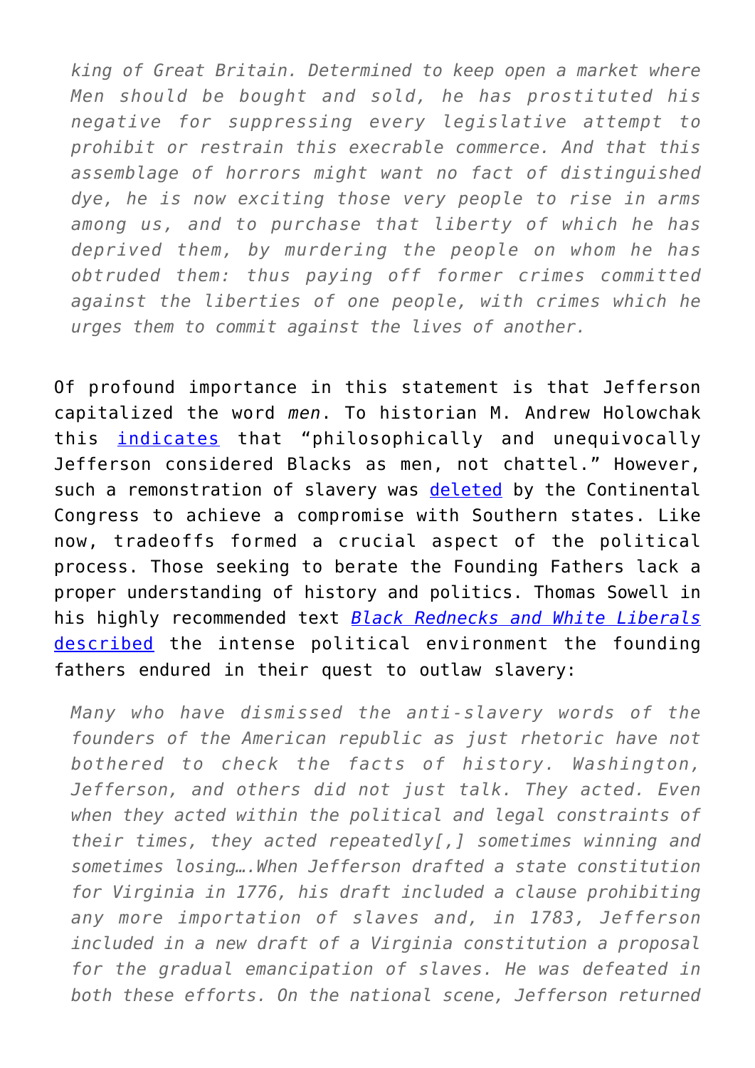> *king of Great Britain. Determined to keep open a market where Men should be bought and sold, he has prostituted his negative for suppressing every legislative attempt to prohibit or restrain this execrable commerce. And that this assemblage of horrors might want no fact of distinguished dye, he is now exciting those very people to rise in arms among us, and to purchase that liberty of which he has deprived them, by murdering the people on whom he has obtruded them: thus paying off former crimes committed against the liberties of one people, with crimes which he urges them to commit against the lives of another.*

Of profound importance in this statement is that Jefferson capitalized the word *men*. To historian M. Andrew Holowchak this indicates that "philosophically and unequivocally Jefferson considered Blacks as men, not chattel." However, such a remonstration of slavery was deleted by the Continental Congress to achieve a compromise with Southern states. Like now, tradeoffs formed a crucial aspect of the political process. Those seeking to berate the Founding Fathers lack a proper understanding of history and politics. Thomas Sowell in his highly recommended text *Black Rednecks and White Liberals* described the intense political environment the founding fathers endured in their quest to outlaw slavery:

> *Many who have dismissed the anti-slavery words of the founders of the American republic as just rhetoric have not bothered to check the facts of history. Washington, Jefferson, and others did not just talk. They acted. Even when they acted within the political and legal constraints of their times, they acted repeatedly[,] sometimes winning and sometimes losing….When Jefferson drafted a state constitution for Virginia in 1776, his draft included a clause prohibiting any more importation of slaves and, in 1783, Jefferson included in a new draft of a Virginia constitution a proposal for the gradual emancipation of slaves. He was defeated in both these efforts. On the national scene, Jefferson returned*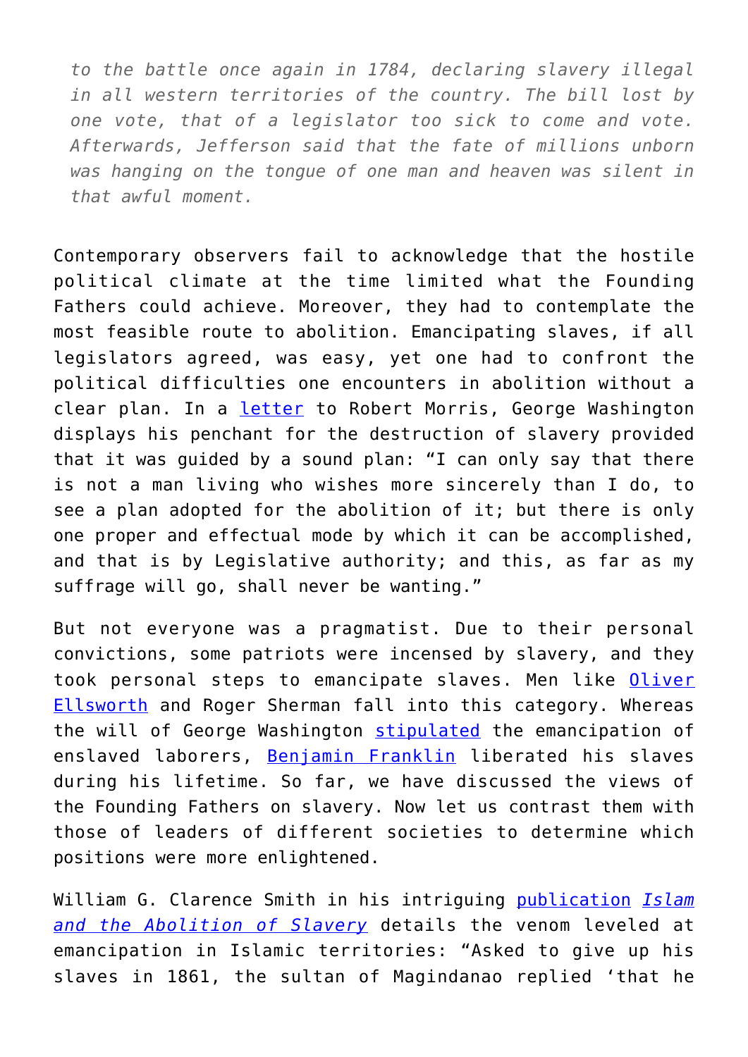> *to the battle once again in 1784, declaring slavery illegal in all western territories of the country. The bill lost by one vote, that of a legislator too sick to come and vote. Afterwards, Jefferson said that the fate of millions unborn was hanging on the tongue of one man and heaven was silent in that awful moment.*

Contemporary observers fail to acknowledge that the hostile political climate at the time limited what the Founding Fathers could achieve. Moreover, they had to contemplate the most feasible route to abolition. Emancipating slaves, if all legislators agreed, was easy, yet one had to confront the political difficulties one encounters in abolition without a clear plan. In a letter to Robert Morris, George Washington displays his penchant for the destruction of slavery provided that it was guided by a sound plan: "I can only say that there is not a man living who wishes more sincerely than I do, to see a plan adopted for the abolition of it; but there is only one proper and effectual mode by which it can be accomplished, and that is by Legislative authority; and this, as far as my suffrage will go, shall never be wanting."

But not everyone was a pragmatist. Due to their personal convictions, some patriots were incensed by slavery, and they took personal steps to emancipate slaves. Men like Oliver Ellsworth and Roger Sherman fall into this category. Whereas the will of George Washington stipulated the emancipation of enslaved laborers, Benjamin Franklin liberated his slaves during his lifetime. So far, we have discussed the views of the Founding Fathers on slavery. Now let us contrast them with those of leaders of different societies to determine which positions were more enlightened.

William G. Clarence Smith in his intriguing publication *Islam and the Abolition of Slavery* details the venom leveled at emancipation in Islamic territories: "Asked to give up his slaves in 1861, the sultan of Magindanao replied 'that he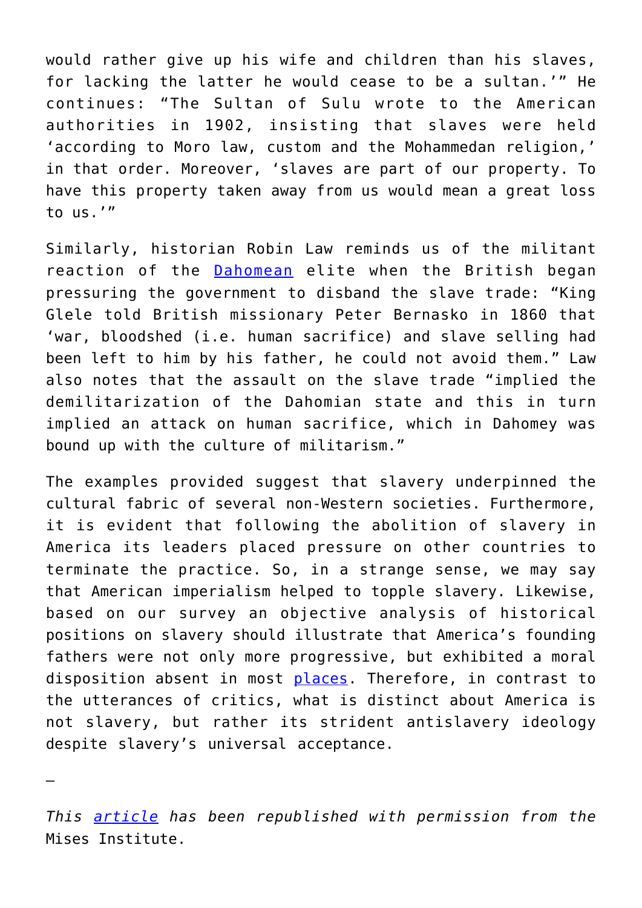would rather give up his wife and children than his slaves, for lacking the latter he would cease to be a sultan.'" He continues: "The Sultan of Sulu wrote to the American authorities in 1902, insisting that slaves were held 'according to Moro law, custom and the Mohammedan religion,' in that order. Moreover, 'slaves are part of our property. To have this property taken away from us would mean a great loss to us.'"

Similarly, historian Robin Law reminds us of the militant reaction of the Dahomean elite when the British began pressuring the government to disband the slave trade: "King Glele told British missionary Peter Bernasko in 1860 that 'war, bloodshed (i.e. human sacrifice) and slave selling had been left to him by his father, he could not avoid them." Law also notes that the assault on the slave trade "implied the demilitarization of the Dahomian state and this in turn implied an attack on human sacrifice, which in Dahomey was bound up with the culture of militarism."

The examples provided suggest that slavery underpinned the cultural fabric of several non-Western societies. Furthermore, it is evident that following the abolition of slavery in America its leaders placed pressure on other countries to terminate the practice. So, in a strange sense, we may say that American imperialism helped to topple slavery. Likewise, based on our survey an objective analysis of historical positions on slavery should illustrate that America's founding fathers were not only more progressive, but exhibited a moral disposition absent in most places. Therefore, in contrast to the utterances of critics, what is distinct about America is not slavery, but rather its strident antislavery ideology despite slavery's universal acceptance.

—

*This article has been republished with permission from the* Mises Institute.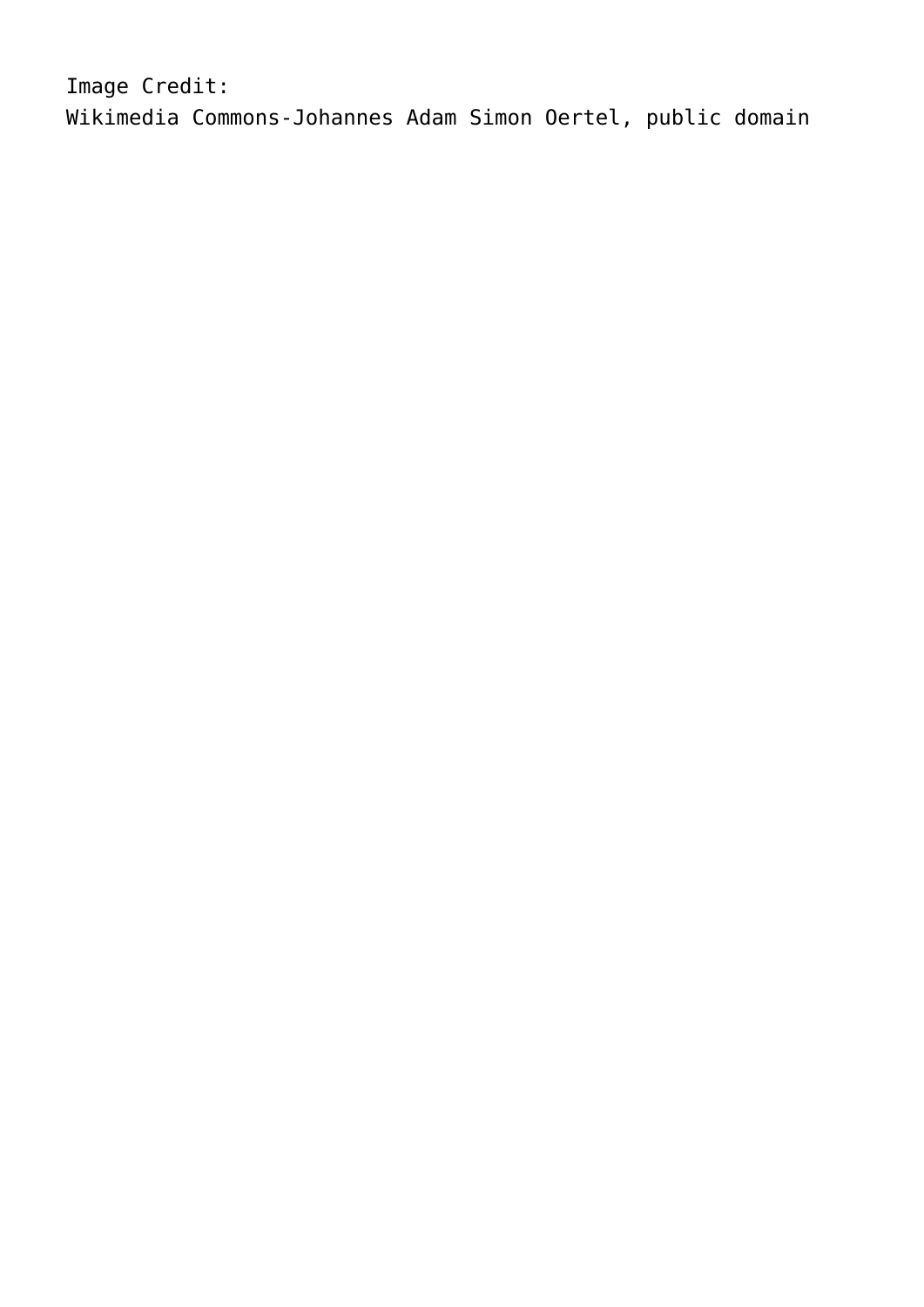Image Credit:
Wikimedia Commons-Johannes Adam Simon Oertel, public domain